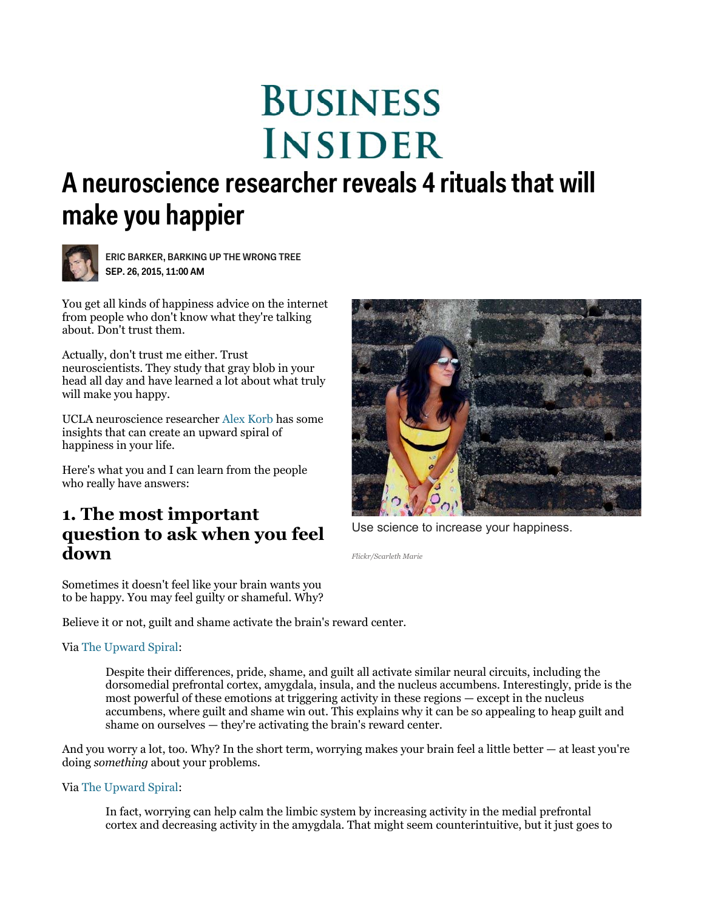# A neuroscience researcher reveals 4 rituals that will make you happier

**ERIC BARKER, BARKING UP THE WRONG TREE**
**SEP. 26, 2015, 11:00 AM**

You get all kinds of happiness advice on the internet from people who don't know what they're talking about. Don't trust them.

Actually, don't trust me either. Trust neuroscientists. They study that gray blob in your head all day and have learned a lot about what truly will make you happy.

UCLA neuroscience researcher Alex Korb has some insights that can create an upward spiral of happiness in your life.

Here's what you and I can learn from the people who really have answers:

Use science to increase your happiness.

*Flickr/Scarleth Marie*

## 1. The most important question to ask when you feel down

Sometimes it doesn't feel like your brain wants you to be happy. You may feel guilty or shameful. Why?

Believe it or not, guilt and shame activate the brain's reward center.

Via The Upward Spiral:

> Despite their differences, pride, shame, and guilt all activate similar neural circuits, including the dorsomedial prefrontal cortex, amygdala, insula, and the nucleus accumbens. Interestingly, pride is the most powerful of these emotions at triggering activity in these regions — except in the nucleus accumbens, where guilt and shame win out. This explains why it can be so appealing to heap guilt and shame on ourselves — they're activating the brain's reward center.

And you worry a lot, too. Why? In the short term, worrying makes your brain feel a little better — at least you're doing *something* about your problems.

Via The Upward Spiral:

> In fact, worrying can help calm the limbic system by increasing activity in the medial prefrontal cortex and decreasing activity in the amygdala. That might seem counterintuitive, but it just goes to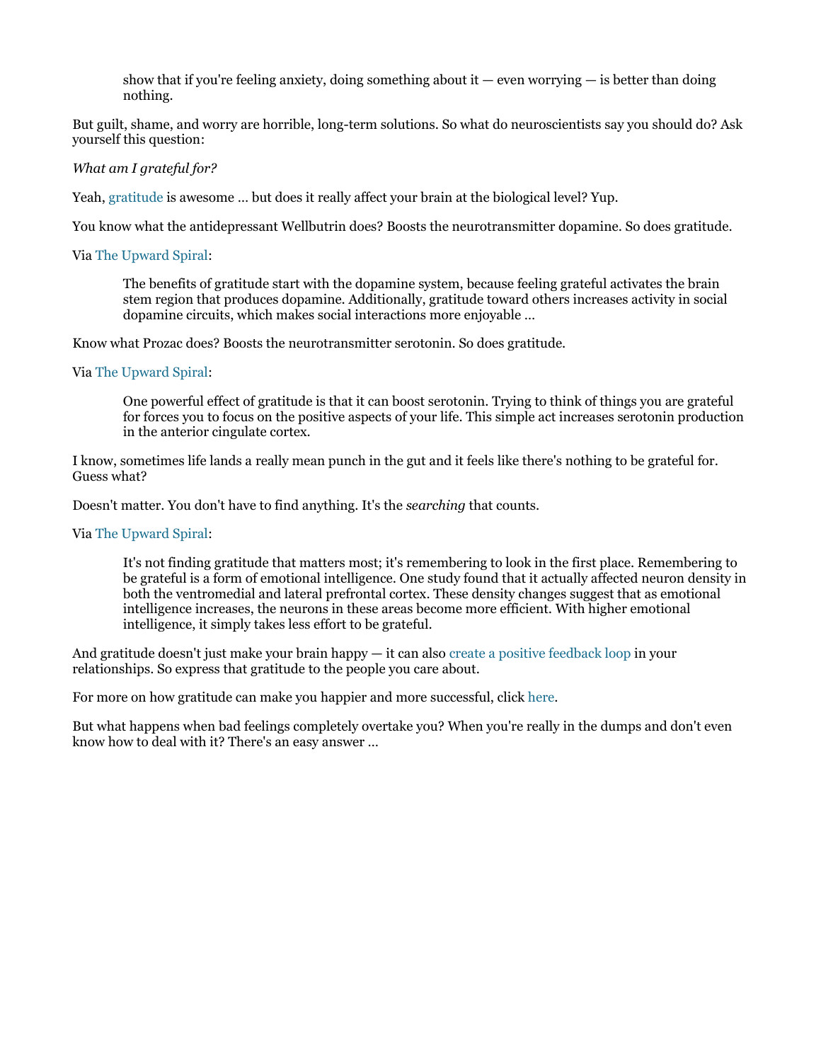> show that if you're feeling anxiety, doing something about it — even worrying — is better than doing nothing.

But guilt, shame, and worry are horrible, long-term solutions. So what do neuroscientists say you should do? Ask yourself this question:

*What am I grateful for?*

Yeah, gratitude is awesome … but does it really affect your brain at the biological level? Yup.

You know what the antidepressant Wellbutrin does? Boosts the neurotransmitter dopamine. So does gratitude.

Via The Upward Spiral:

> The benefits of gratitude start with the dopamine system, because feeling grateful activates the brain stem region that produces dopamine. Additionally, gratitude toward others increases activity in social dopamine circuits, which makes social interactions more enjoyable …

Know what Prozac does? Boosts the neurotransmitter serotonin. So does gratitude.

Via The Upward Spiral:

> One powerful effect of gratitude is that it can boost serotonin. Trying to think of things you are grateful for forces you to focus on the positive aspects of your life. This simple act increases serotonin production in the anterior cingulate cortex.

I know, sometimes life lands a really mean punch in the gut and it feels like there's nothing to be grateful for. Guess what?

Doesn't matter. You don't have to find anything. It's the *searching* that counts.

Via The Upward Spiral:

> It's not finding gratitude that matters most; it's remembering to look in the first place. Remembering to be grateful is a form of emotional intelligence. One study found that it actually affected neuron density in both the ventromedial and lateral prefrontal cortex. These density changes suggest that as emotional intelligence increases, the neurons in these areas become more efficient. With higher emotional intelligence, it simply takes less effort to be grateful.

And gratitude doesn't just make your brain happy — it can also create a positive feedback loop in your relationships. So express that gratitude to the people you care about.

For more on how gratitude can make you happier and more successful, click here.

But what happens when bad feelings completely overtake you? When you're really in the dumps and don't even know how to deal with it? There's an easy answer …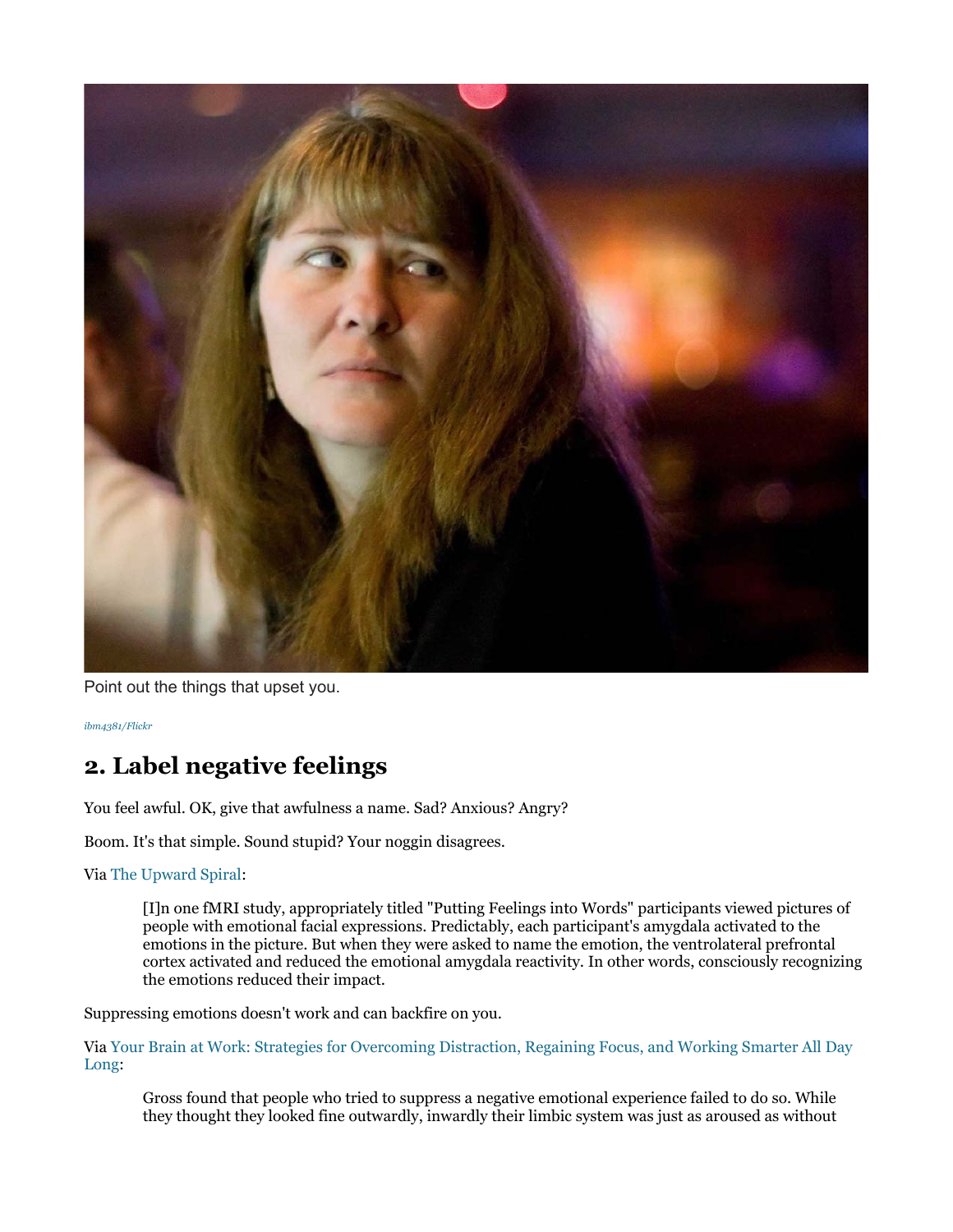Point out the things that upset you.

*ibm4381/Flickr*

## 2. Label negative feelings

You feel awful. OK, give that awfulness a name. Sad? Anxious? Angry?

Boom. It's that simple. Sound stupid? Your noggin disagrees.

Via The Upward Spiral:

> [I]n one fMRI study, appropriately titled "Putting Feelings into Words" participants viewed pictures of people with emotional facial expressions. Predictably, each participant's amygdala activated to the emotions in the picture. But when they were asked to name the emotion, the ventrolateral prefrontal cortex activated and reduced the emotional amygdala reactivity. In other words, consciously recognizing the emotions reduced their impact.

Suppressing emotions doesn't work and can backfire on you.

Via Your Brain at Work: Strategies for Overcoming Distraction, Regaining Focus, and Working Smarter All Day Long:

> Gross found that people who tried to suppress a negative emotional experience failed to do so. While they thought they looked fine outwardly, inwardly their limbic system was just as aroused as without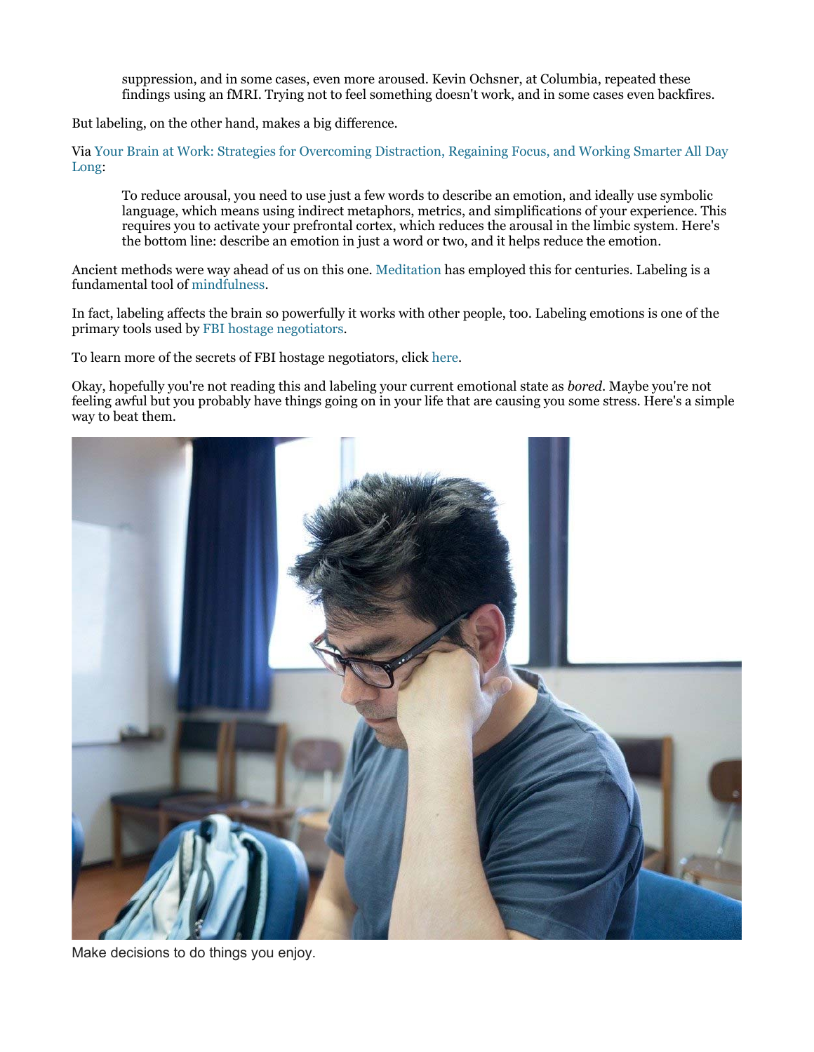> suppression, and in some cases, even more aroused. Kevin Ochsner, at Columbia, repeated these findings using an fMRI. Trying not to feel something doesn't work, and in some cases even backfires.

But labeling, on the other hand, makes a big difference.

Via Your Brain at Work: Strategies for Overcoming Distraction, Regaining Focus, and Working Smarter All Day Long:

> To reduce arousal, you need to use just a few words to describe an emotion, and ideally use symbolic language, which means using indirect metaphors, metrics, and simplifications of your experience. This requires you to activate your prefrontal cortex, which reduces the arousal in the limbic system. Here's the bottom line: describe an emotion in just a word or two, and it helps reduce the emotion.

Ancient methods were way ahead of us on this one. Meditation has employed this for centuries. Labeling is a fundamental tool of mindfulness.

In fact, labeling affects the brain so powerfully it works with other people, too. Labeling emotions is one of the primary tools used by FBI hostage negotiators.

To learn more of the secrets of FBI hostage negotiators, click here.

Okay, hopefully you're not reading this and labeling your current emotional state as *bored*. Maybe you're not feeling awful but you probably have things going on in your life that are causing you some stress. Here's a simple way to beat them.

Make decisions to do things you enjoy.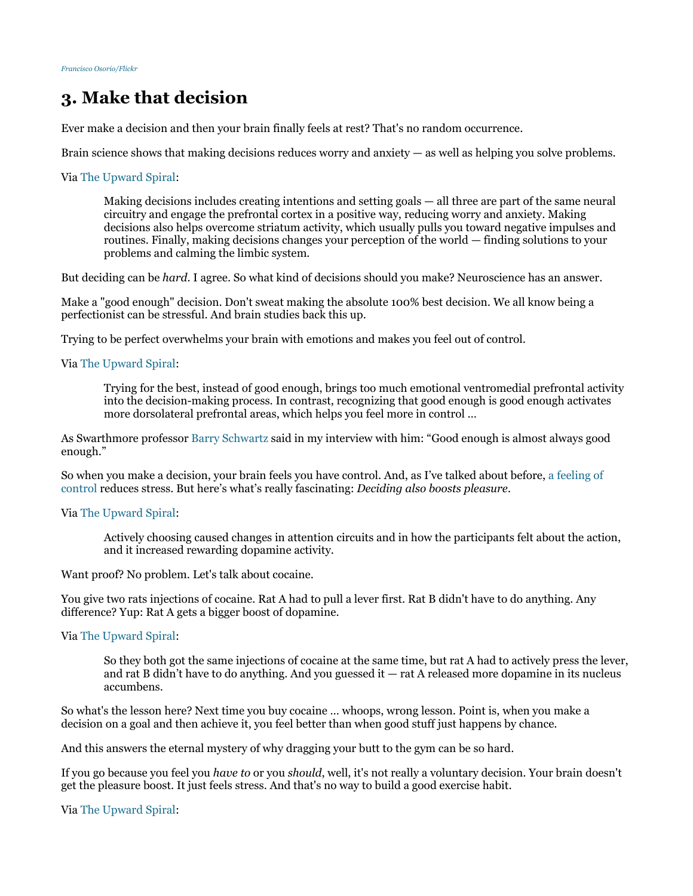*Francisco Osorio/Flickr*

# 3. Make that decision

Ever make a decision and then your brain finally feels at rest? That's no random occurrence.

Brain science shows that making decisions reduces worry and anxiety — as well as helping you solve problems.

Via The Upward Spiral:

> Making decisions includes creating intentions and setting goals — all three are part of the same neural circuitry and engage the prefrontal cortex in a positive way, reducing worry and anxiety. Making decisions also helps overcome striatum activity, which usually pulls you toward negative impulses and routines. Finally, making decisions changes your perception of the world — finding solutions to your problems and calming the limbic system.

But deciding can be *hard*. I agree. So what kind of decisions should you make? Neuroscience has an answer.

Make a "good enough" decision. Don't sweat making the absolute 100% best decision. We all know being a perfectionist can be stressful. And brain studies back this up.

Trying to be perfect overwhelms your brain with emotions and makes you feel out of control.

Via The Upward Spiral:

> Trying for the best, instead of good enough, brings too much emotional ventromedial prefrontal activity into the decision-making process. In contrast, recognizing that good enough is good enough activates more dorsolateral prefrontal areas, which helps you feel more in control …

As Swarthmore professor Barry Schwartz said in my interview with him: “Good enough is almost always good enough.”

So when you make a decision, your brain feels you have control. And, as I’ve talked about before, a feeling of control reduces stress. But here’s what’s really fascinating: *Deciding also boosts pleasure*.

Via The Upward Spiral:

> Actively choosing caused changes in attention circuits and in how the participants felt about the action, and it increased rewarding dopamine activity.

Want proof? No problem. Let's talk about cocaine.

You give two rats injections of cocaine. Rat A had to pull a lever first. Rat B didn't have to do anything. Any difference? Yup: Rat A gets a bigger boost of dopamine.

Via The Upward Spiral:

> So they both got the same injections of cocaine at the same time, but rat A had to actively press the lever, and rat B didn’t have to do anything. And you guessed it — rat A released more dopamine in its nucleus accumbens.

So what's the lesson here? Next time you buy cocaine … whoops, wrong lesson. Point is, when you make a decision on a goal and then achieve it, you feel better than when good stuff just happens by chance.

And this answers the eternal mystery of why dragging your butt to the gym can be so hard.

If you go because you feel you *have to* or you *should*, well, it's not really a voluntary decision. Your brain doesn't get the pleasure boost. It just feels stress. And that's no way to build a good exercise habit.

Via The Upward Spiral: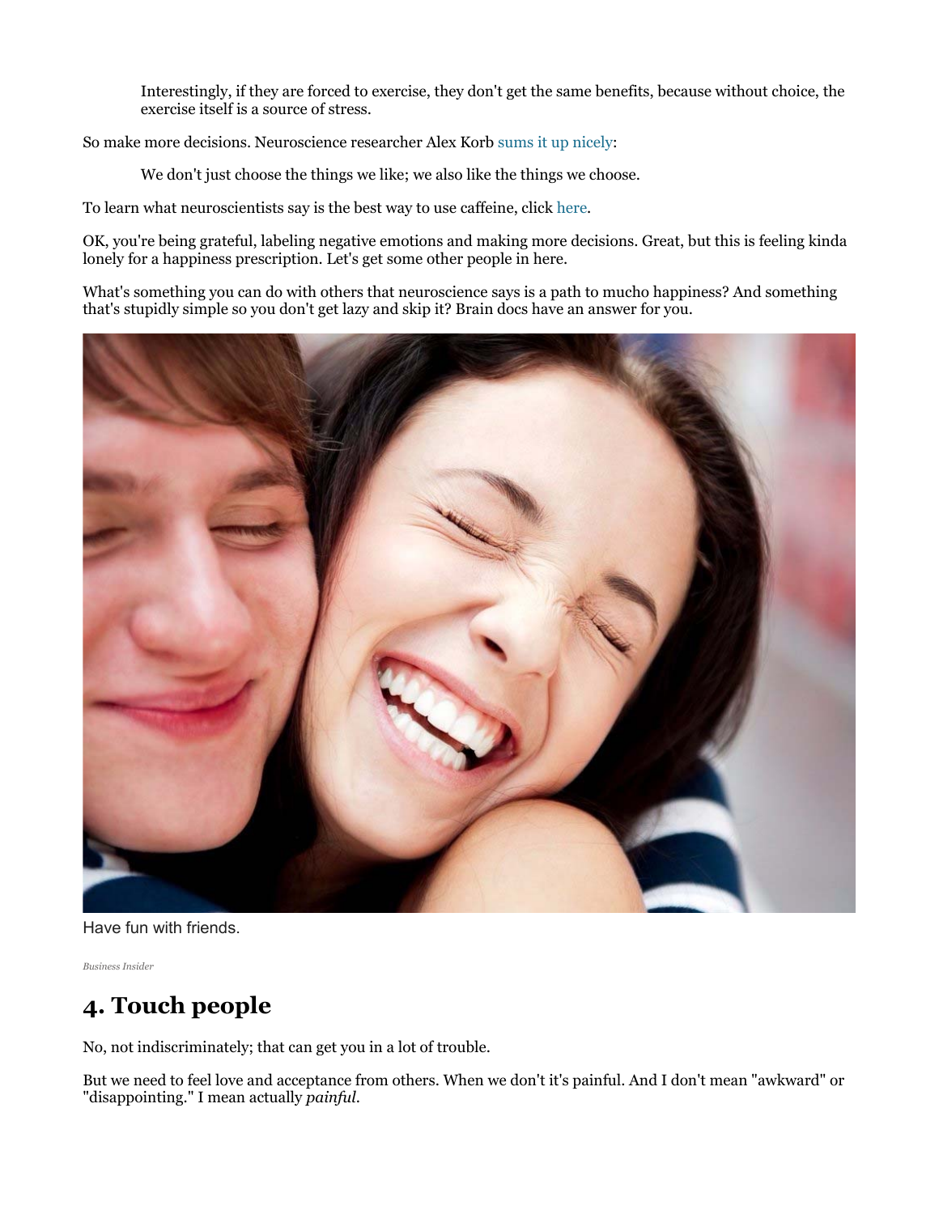> Interestingly, if they are forced to exercise, they don't get the same benefits, because without choice, the exercise itself is a source of stress.

So make more decisions. Neuroscience researcher Alex Korb sums it up nicely:

> We don't just choose the things we like; we also like the things we choose.

To learn what neuroscientists say is the best way to use caffeine, click here.

OK, you're being grateful, labeling negative emotions and making more decisions. Great, but this is feeling kinda lonely for a happiness prescription. Let's get some other people in here.

What's something you can do with others that neuroscience says is a path to mucho happiness? And something that's stupidly simple so you don't get lazy and skip it? Brain docs have an answer for you.

Have fun with friends.

*Business Insider*

## 4. Touch people

No, not indiscriminately; that can get you in a lot of trouble.

But we need to feel love and acceptance from others. When we don't it's painful. And I don't mean "awkward" or "disappointing." I mean actually *painful*.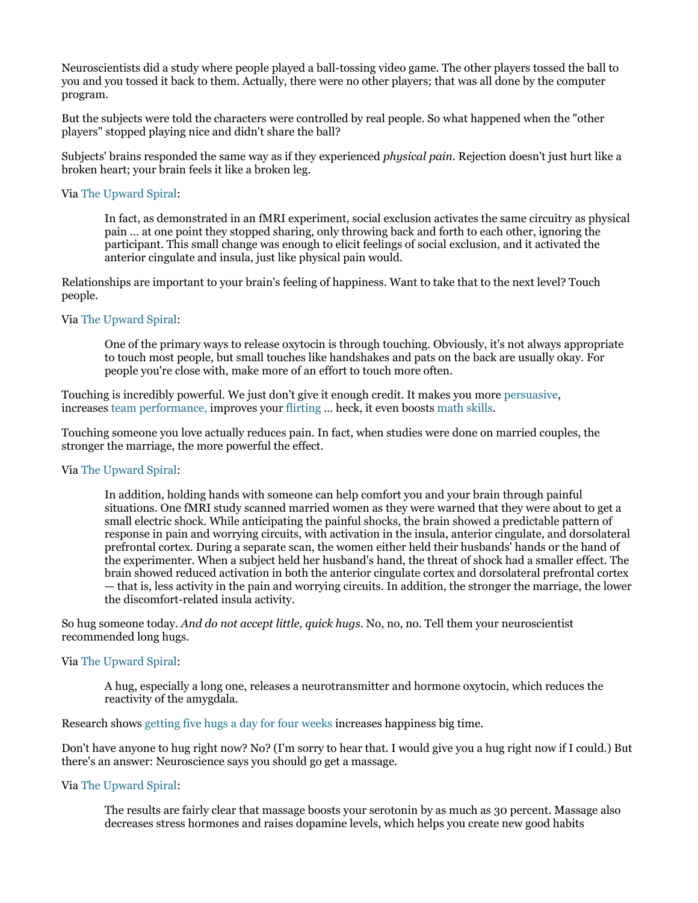Neuroscientists did a study where people played a ball-tossing video game. The other players tossed the ball to you and you tossed it back to them. Actually, there were no other players; that was all done by the computer program.

But the subjects were told the characters were controlled by real people. So what happened when the "other players" stopped playing nice and didn't share the ball?

Subjects' brains responded the same way as if they experienced *physical pain*. Rejection doesn't just hurt like a broken heart; your brain feels it like a broken leg.

Via The Upward Spiral:

> In fact, as demonstrated in an fMRI experiment, social exclusion activates the same circuitry as physical pain … at one point they stopped sharing, only throwing back and forth to each other, ignoring the participant. This small change was enough to elicit feelings of social exclusion, and it activated the anterior cingulate and insula, just like physical pain would.

Relationships are important to your brain's feeling of happiness. Want to take that to the next level? Touch people.

Via The Upward Spiral:

> One of the primary ways to release oxytocin is through touching. Obviously, it's not always appropriate to touch most people, but small touches like handshakes and pats on the back are usually okay. For people you're close with, make more of an effort to touch more often.

Touching is incredibly powerful. We just don't give it enough credit. It makes you more persuasive, increases team performance, improves your flirting … heck, it even boosts math skills.

Touching someone you love actually reduces pain. In fact, when studies were done on married couples, the stronger the marriage, the more powerful the effect.

Via The Upward Spiral:

> In addition, holding hands with someone can help comfort you and your brain through painful situations. One fMRI study scanned married women as they were warned that they were about to get a small electric shock. While anticipating the painful shocks, the brain showed a predictable pattern of response in pain and worrying circuits, with activation in the insula, anterior cingulate, and dorsolateral prefrontal cortex. During a separate scan, the women either held their husbands' hands or the hand of the experimenter. When a subject held her husband's hand, the threat of shock had a smaller effect. The brain showed reduced activation in both the anterior cingulate cortex and dorsolateral prefrontal cortex — that is, less activity in the pain and worrying circuits. In addition, the stronger the marriage, the lower the discomfort-related insula activity.

So hug someone today. *And do not accept little, quick hugs*. No, no, no. Tell them your neuroscientist recommended long hugs.

Via The Upward Spiral:

> A hug, especially a long one, releases a neurotransmitter and hormone oxytocin, which reduces the reactivity of the amygdala.

Research shows getting five hugs a day for four weeks increases happiness big time.

Don't have anyone to hug right now? No? (I'm sorry to hear that. I would give you a hug right now if I could.) But there's an answer: Neuroscience says you should go get a massage.

Via The Upward Spiral:

> The results are fairly clear that massage boosts your serotonin by as much as 30 percent. Massage also decreases stress hormones and raises dopamine levels, which helps you create new good habits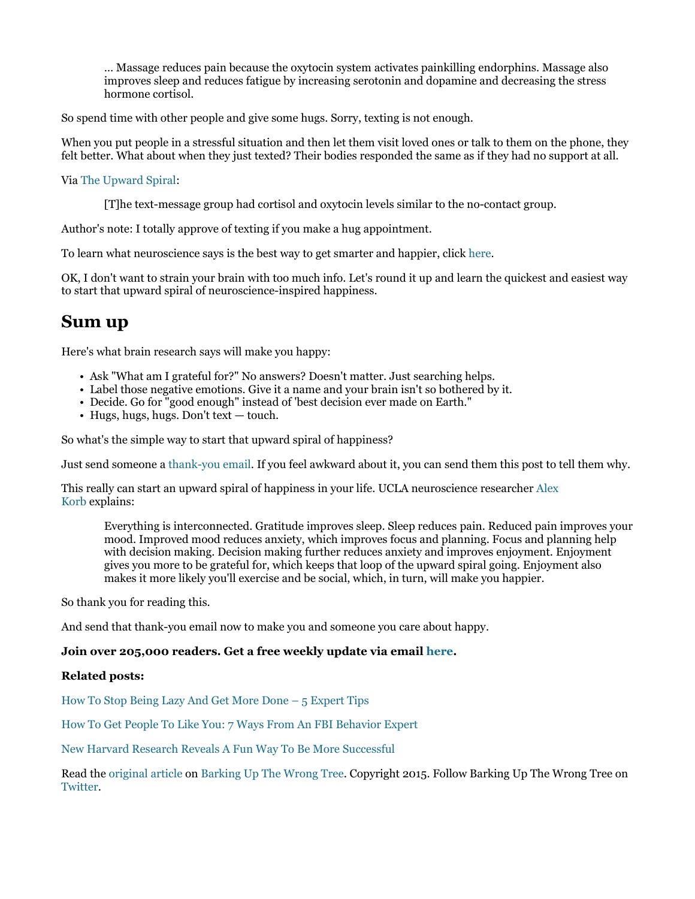> … Massage reduces pain because the oxytocin system activates painkilling endorphins. Massage also improves sleep and reduces fatigue by increasing serotonin and dopamine and decreasing the stress hormone cortisol.

So spend time with other people and give some hugs. Sorry, texting is not enough.

When you put people in a stressful situation and then let them visit loved ones or talk to them on the phone, they felt better. What about when they just texted? Their bodies responded the same as if they had no support at all.

Via The Upward Spiral:

> [T]he text-message group had cortisol and oxytocin levels similar to the no-contact group.

Author's note: I totally approve of texting if you make a hug appointment.

To learn what neuroscience says is the best way to get smarter and happier, click here.

OK, I don't want to strain your brain with too much info. Let's round it up and learn the quickest and easiest way to start that upward spiral of neuroscience-inspired happiness.

## Sum up

Here's what brain research says will make you happy:

- Ask "What am I grateful for?" No answers? Doesn't matter. Just searching helps.
- Label those negative emotions. Give it a name and your brain isn't so bothered by it.
- Decide. Go for "good enough" instead of 'best decision ever made on Earth."
- Hugs, hugs, hugs. Don't text — touch.

So what's the simple way to start that upward spiral of happiness?

Just send someone a thank-you email. If you feel awkward about it, you can send them this post to tell them why.

This really can start an upward spiral of happiness in your life. UCLA neuroscience researcher Alex Korb explains:

> Everything is interconnected. Gratitude improves sleep. Sleep reduces pain. Reduced pain improves your mood. Improved mood reduces anxiety, which improves focus and planning. Focus and planning help with decision making. Decision making further reduces anxiety and improves enjoyment. Enjoyment gives you more to be grateful for, which keeps that loop of the upward spiral going. Enjoyment also makes it more likely you'll exercise and be social, which, in turn, will make you happier.

So thank you for reading this.

And send that thank-you email now to make you and someone you care about happy.

**Join over 205,000 readers. Get a free weekly update via email here.**

**Related posts:**

How To Stop Being Lazy And Get More Done – 5 Expert Tips

How To Get People To Like You: 7 Ways From An FBI Behavior Expert

New Harvard Research Reveals A Fun Way To Be More Successful

Read the original article on Barking Up The Wrong Tree. Copyright 2015. Follow Barking Up The Wrong Tree on Twitter.